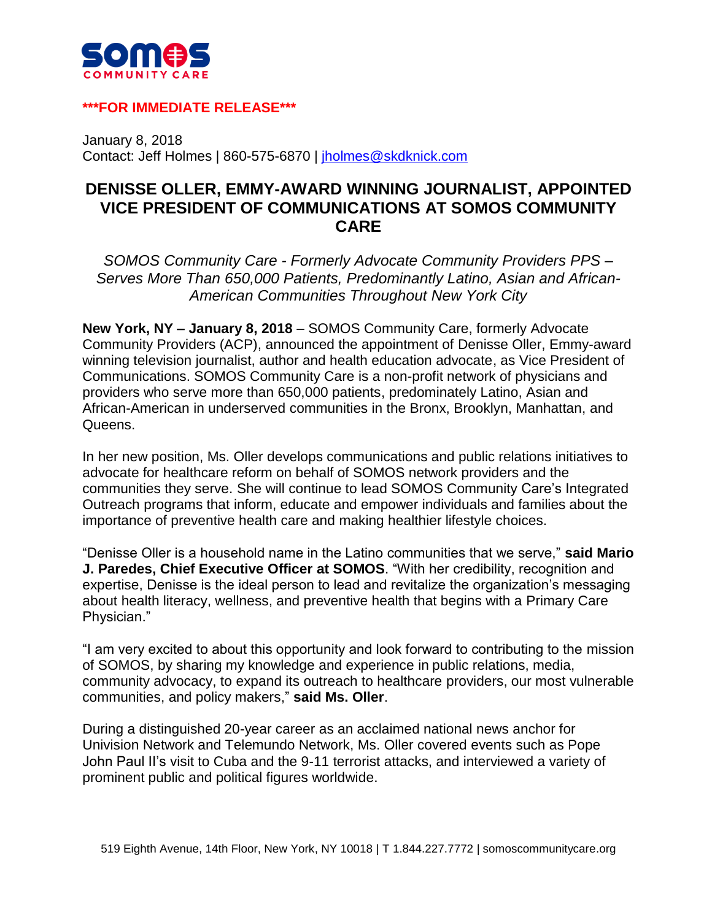**SOMOS COMMUNITY CARE**

**\*\*\*FOR IMMEDIATE RELEASE\*\*\***

January 8, 2018
Contact: Jeff Holmes | 860-575-6870 | jholmes@skdknick.com

# DENISSE OLLER, EMMY-AWARD WINNING JOURNALIST, APPOINTED VICE PRESIDENT OF COMMUNICATIONS AT SOMOS COMMUNITY CARE

*SOMOS Community Care - Formerly Advocate Community Providers PPS – Serves More Than 650,000 Patients, Predominantly Latino, Asian and African-American Communities Throughout New York City*

**New York, NY – January 8, 2018** – SOMOS Community Care, formerly Advocate Community Providers (ACP), announced the appointment of Denisse Oller, Emmy-award winning television journalist, author and health education advocate, as Vice President of Communications. SOMOS Community Care is a non-profit network of physicians and providers who serve more than 650,000 patients, predominately Latino, Asian and African-American in underserved communities in the Bronx, Brooklyn, Manhattan, and Queens.

In her new position, Ms. Oller develops communications and public relations initiatives to advocate for healthcare reform on behalf of SOMOS network providers and the communities they serve. She will continue to lead SOMOS Community Care's Integrated Outreach programs that inform, educate and empower individuals and families about the importance of preventive health care and making healthier lifestyle choices.

"Denisse Oller is a household name in the Latino communities that we serve," **said Mario J. Paredes, Chief Executive Officer at SOMOS**. "With her credibility, recognition and expertise, Denisse is the ideal person to lead and revitalize the organization's messaging about health literacy, wellness, and preventive health that begins with a Primary Care Physician."

"I am very excited to about this opportunity and look forward to contributing to the mission of SOMOS, by sharing my knowledge and experience in public relations, media, community advocacy, to expand its outreach to healthcare providers, our most vulnerable communities, and policy makers," **said Ms. Oller**.

During a distinguished 20-year career as an acclaimed national news anchor for Univision Network and Telemundo Network, Ms. Oller covered events such as Pope John Paul II's visit to Cuba and the 9-11 terrorist attacks, and interviewed a variety of prominent public and political figures worldwide.

519 Eighth Avenue, 14th Floor, New York, NY 10018 | T 1.844.227.7772 | somoscommunitycare.org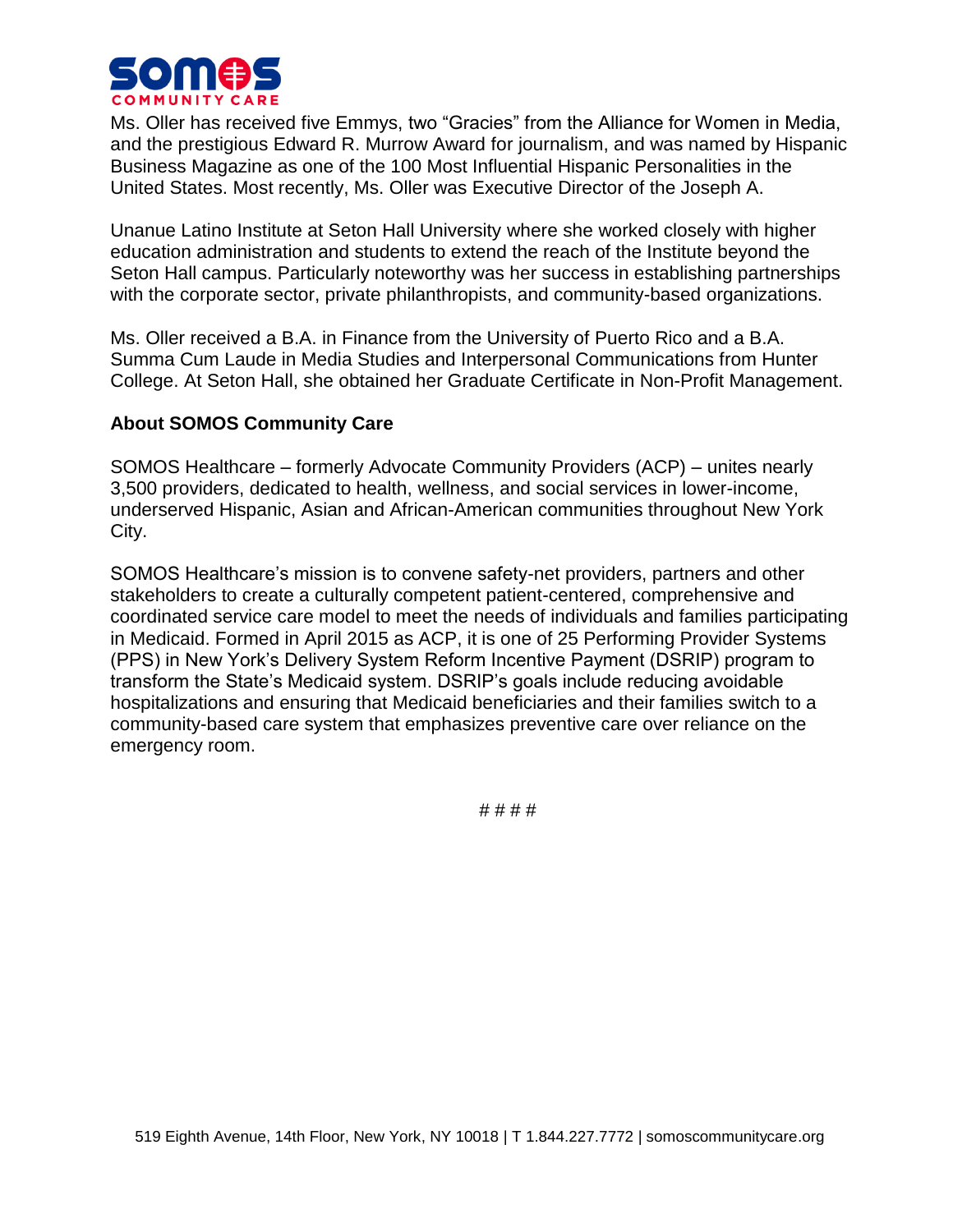Ms. Oller has received five Emmys, two “Gracies” from the Alliance for Women in Media, and the prestigious Edward R. Murrow Award for journalism, and was named by Hispanic Business Magazine as one of the 100 Most Influential Hispanic Personalities in the United States. Most recently, Ms. Oller was Executive Director of the Joseph A.

Unanue Latino Institute at Seton Hall University where she worked closely with higher education administration and students to extend the reach of the Institute beyond the Seton Hall campus. Particularly noteworthy was her success in establishing partnerships with the corporate sector, private philanthropists, and community-based organizations.

Ms. Oller received a B.A. in Finance from the University of Puerto Rico and a B.A. Summa Cum Laude in Media Studies and Interpersonal Communications from Hunter College. At Seton Hall, she obtained her Graduate Certificate in Non-Profit Management.

**About SOMOS Community Care**

SOMOS Healthcare – formerly Advocate Community Providers (ACP) – unites nearly 3,500 providers, dedicated to health, wellness, and social services in lower-income, underserved Hispanic, Asian and African-American communities throughout New York City.

SOMOS Healthcare’s mission is to convene safety-net providers, partners and other stakeholders to create a culturally competent patient-centered, comprehensive and coordinated service care model to meet the needs of individuals and families participating in Medicaid. Formed in April 2015 as ACP, it is one of 25 Performing Provider Systems (PPS) in New York’s Delivery System Reform Incentive Payment (DSRIP) program to transform the State’s Medicaid system. DSRIP’s goals include reducing avoidable hospitalizations and ensuring that Medicaid beneficiaries and their families switch to a community-based care system that emphasizes preventive care over reliance on the emergency room.

# # # #

519 Eighth Avenue, 14th Floor, New York, NY 10018 | T 1.844.227.7772 | somoscommunitycare.org